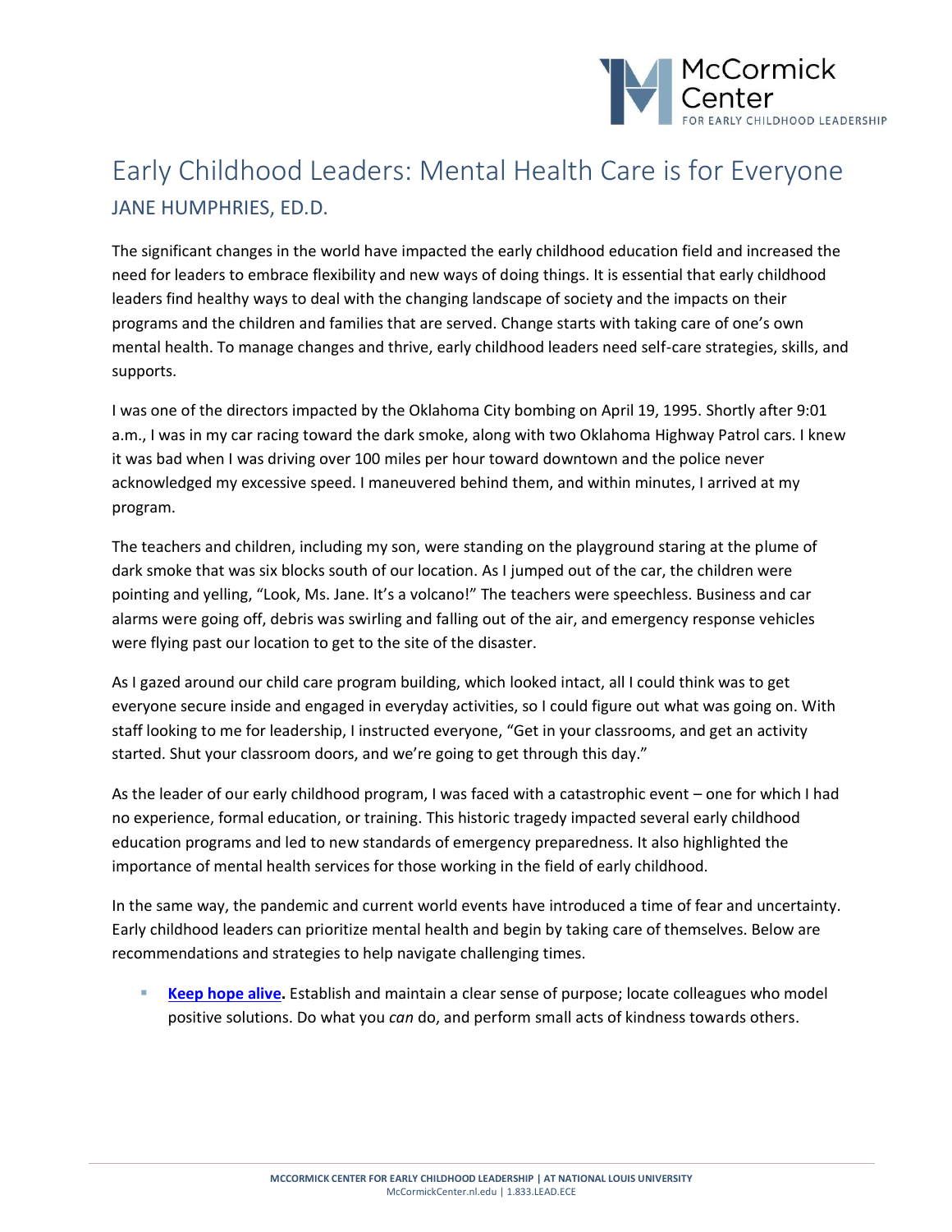# Early Childhood Leaders: Mental Health Care is for Everyone

## JANE HUMPHRIES, ED.D.

The significant changes in the world have impacted the early childhood education field and increased the need for leaders to embrace flexibility and new ways of doing things. It is essential that early childhood leaders find healthy ways to deal with the changing landscape of society and the impacts on their programs and the children and families that are served. Change starts with taking care of one's own mental health. To manage changes and thrive, early childhood leaders need self-care strategies, skills, and supports.

I was one of the directors impacted by the Oklahoma City bombing on April 19, 1995. Shortly after 9:01 a.m., I was in my car racing toward the dark smoke, along with two Oklahoma Highway Patrol cars. I knew it was bad when I was driving over 100 miles per hour toward downtown and the police never acknowledged my excessive speed. I maneuvered behind them, and within minutes, I arrived at my program.

The teachers and children, including my son, were standing on the playground staring at the plume of dark smoke that was six blocks south of our location. As I jumped out of the car, the children were pointing and yelling, "Look, Ms. Jane. It's a volcano!" The teachers were speechless. Business and car alarms were going off, debris was swirling and falling out of the air, and emergency response vehicles were flying past our location to get to the site of the disaster.

As I gazed around our child care program building, which looked intact, all I could think was to get everyone secure inside and engaged in everyday activities, so I could figure out what was going on. With staff looking to me for leadership, I instructed everyone, "Get in your classrooms, and get an activity started. Shut your classroom doors, and we're going to get through this day."

As the leader of our early childhood program, I was faced with a catastrophic event – one for which I had no experience, formal education, or training. This historic tragedy impacted several early childhood education programs and led to new standards of emergency preparedness. It also highlighted the importance of mental health services for those working in the field of early childhood.

In the same way, the pandemic and current world events have introduced a time of fear and uncertainty. Early childhood leaders can prioritize mental health and begin by taking care of themselves. Below are recommendations and strategies to help navigate challenging times.

- **Keep hope alive.** Establish and maintain a clear sense of purpose; locate colleagues who model positive solutions. Do what you *can* do, and perform small acts of kindness towards others.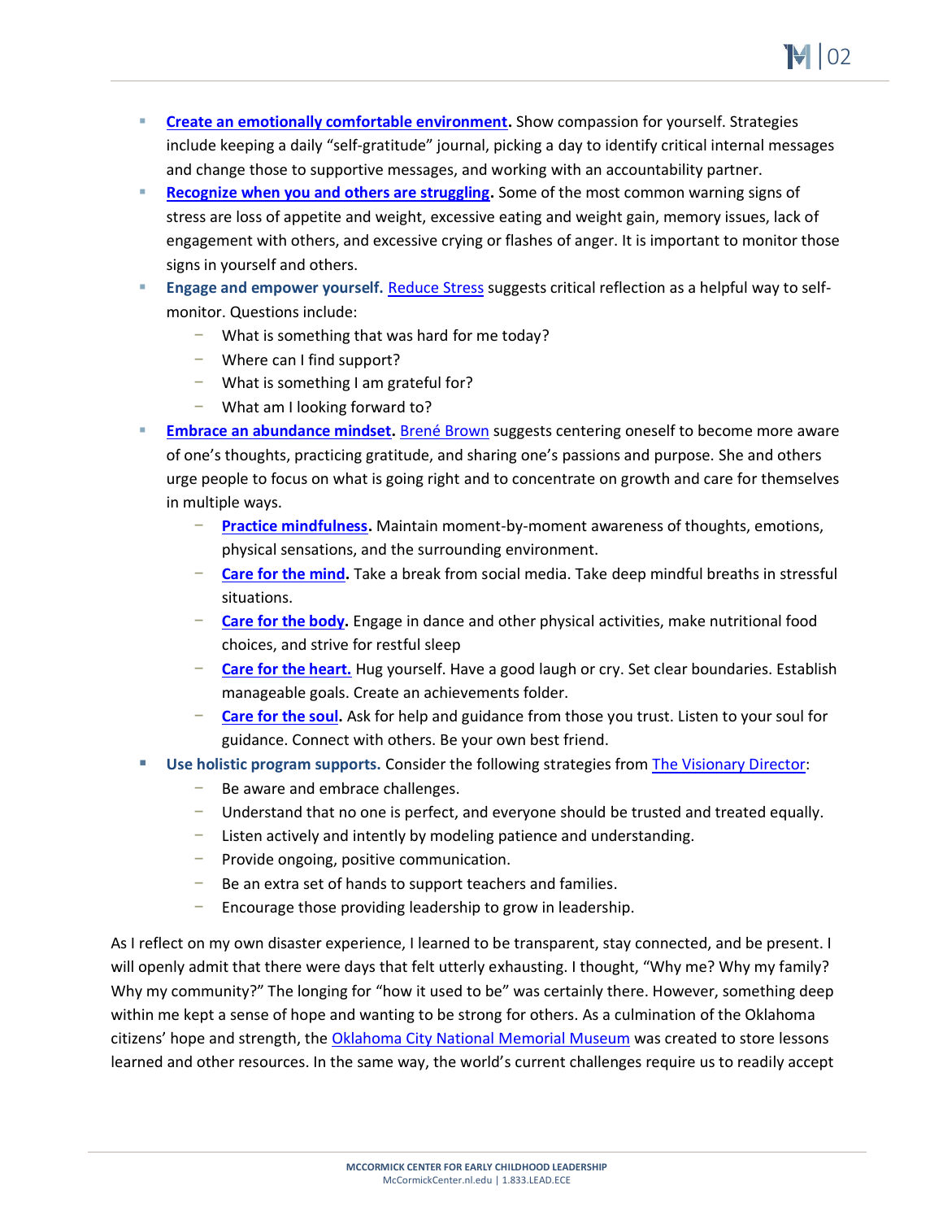- **Create an emotionally comfortable environment.** Show compassion for yourself. Strategies include keeping a daily "self-gratitude" journal, picking a day to identify critical internal messages and change those to supportive messages, and working with an accountability partner.
- **Recognize when you and others are struggling.** Some of the most common warning signs of stress are loss of appetite and weight, excessive eating and weight gain, memory issues, lack of engagement with others, and excessive crying or flashes of anger. It is important to monitor those signs in yourself and others.
- **Engage and empower yourself.** Reduce Stress suggests critical reflection as a helpful way to self-monitor. Questions include:
  - What is something that was hard for me today?
  - Where can I find support?
  - What is something I am grateful for?
  - What am I looking forward to?
- **Embrace an abundance mindset.** Brené Brown suggests centering oneself to become more aware of one's thoughts, practicing gratitude, and sharing one's passions and purpose. She and others urge people to focus on what is going right and to concentrate on growth and care for themselves in multiple ways.
  - **Practice mindfulness.** Maintain moment-by-moment awareness of thoughts, emotions, physical sensations, and the surrounding environment.
  - **Care for the mind.** Take a break from social media. Take deep mindful breaths in stressful situations.
  - **Care for the body.** Engage in dance and other physical activities, make nutritional food choices, and strive for restful sleep
  - **Care for the heart.** Hug yourself. Have a good laugh or cry. Set clear boundaries. Establish manageable goals. Create an achievements folder.
  - **Care for the soul.** Ask for help and guidance from those you trust. Listen to your soul for guidance. Connect with others. Be your own best friend.
- **Use holistic program supports.** Consider the following strategies from The Visionary Director:
  - Be aware and embrace challenges.
  - Understand that no one is perfect, and everyone should be trusted and treated equally.
  - Listen actively and intently by modeling patience and understanding.
  - Provide ongoing, positive communication.
  - Be an extra set of hands to support teachers and families.
  - Encourage those providing leadership to grow in leadership.

As I reflect on my own disaster experience, I learned to be transparent, stay connected, and be present. I will openly admit that there were days that felt utterly exhausting. I thought, "Why me? Why my family? Why my community?" The longing for "how it used to be" was certainly there. However, something deep within me kept a sense of hope and wanting to be strong for others. As a culmination of the Oklahoma citizens' hope and strength, the Oklahoma City National Memorial Museum was created to store lessons learned and other resources. In the same way, the world's current challenges require us to readily accept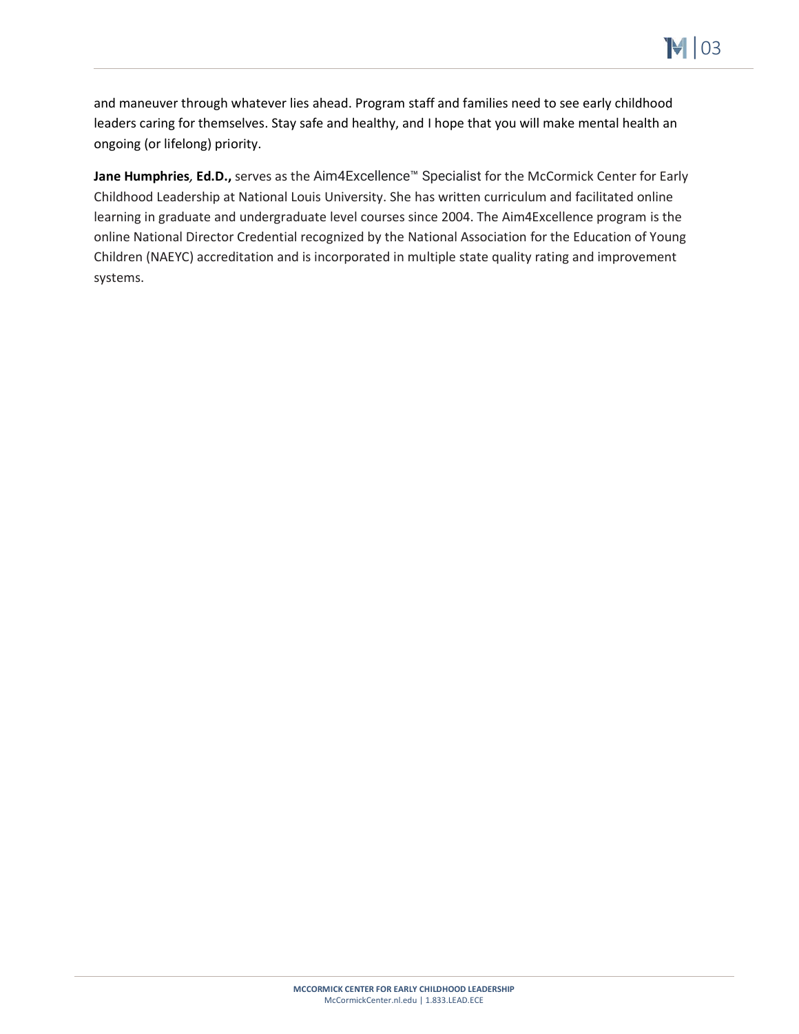and maneuver through whatever lies ahead. Program staff and families need to see early childhood leaders caring for themselves. Stay safe and healthy, and I hope that you will make mental health an ongoing (or lifelong) priority.

**Jane Humphries, Ed.D.,** serves as the Aim4Excellence™ Specialist for the McCormick Center for Early Childhood Leadership at National Louis University. She has written curriculum and facilitated online learning in graduate and undergraduate level courses since 2004. The Aim4Excellence program is the online National Director Credential recognized by the National Association for the Education of Young Children (NAEYC) accreditation and is incorporated in multiple state quality rating and improvement systems.